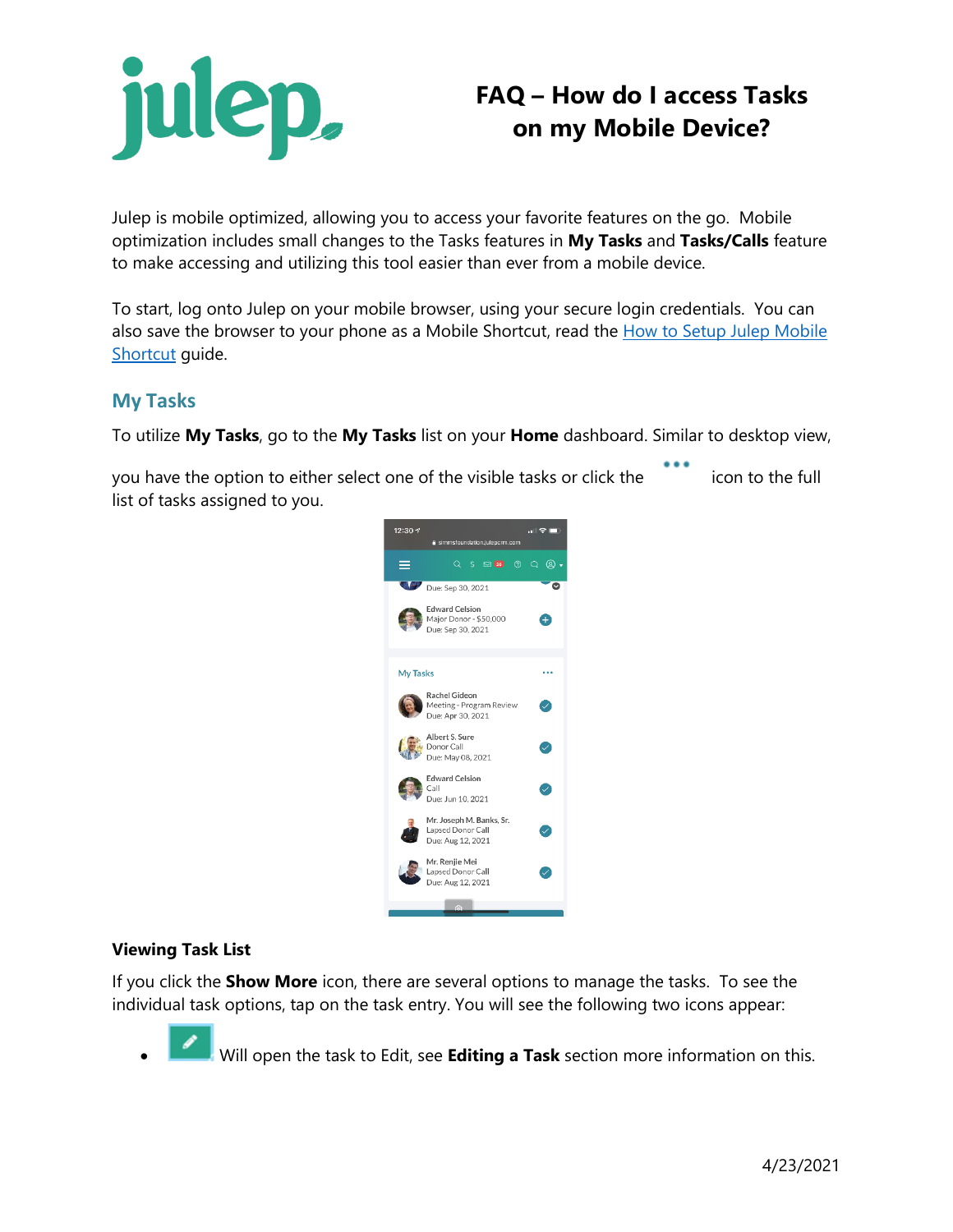# FAQ – How do I access Tasks on my Mobile Device?

Julep is mobile optimized, allowing you to access your favorite features on the go. Mobile optimization includes small changes to the Tasks features in **My Tasks** and **Tasks/Calls** feature to make accessing and utilizing this tool easier than ever from a mobile device.

To start, log onto Julep on your mobile browser, using your secure login credentials. You can also save the browser to your phone as a Mobile Shortcut, read the [How to Setup Julep Mobile Shortcut](How to Setup Julep Mobile Shortcut) guide.

## My Tasks

To utilize **My Tasks**, go to the **My Tasks** list on your **Home** dashboard. Similar to desktop view, you have the option to either select one of the visible tasks or click the ••• icon to the full list of tasks assigned to you.

### Viewing Task List

If you click the **Show More** icon, there are several options to manage the tasks. To see the individual task options, tap on the task entry. You will see the following two icons appear:

- Will open the task to Edit, see **Editing a Task** section more information on this.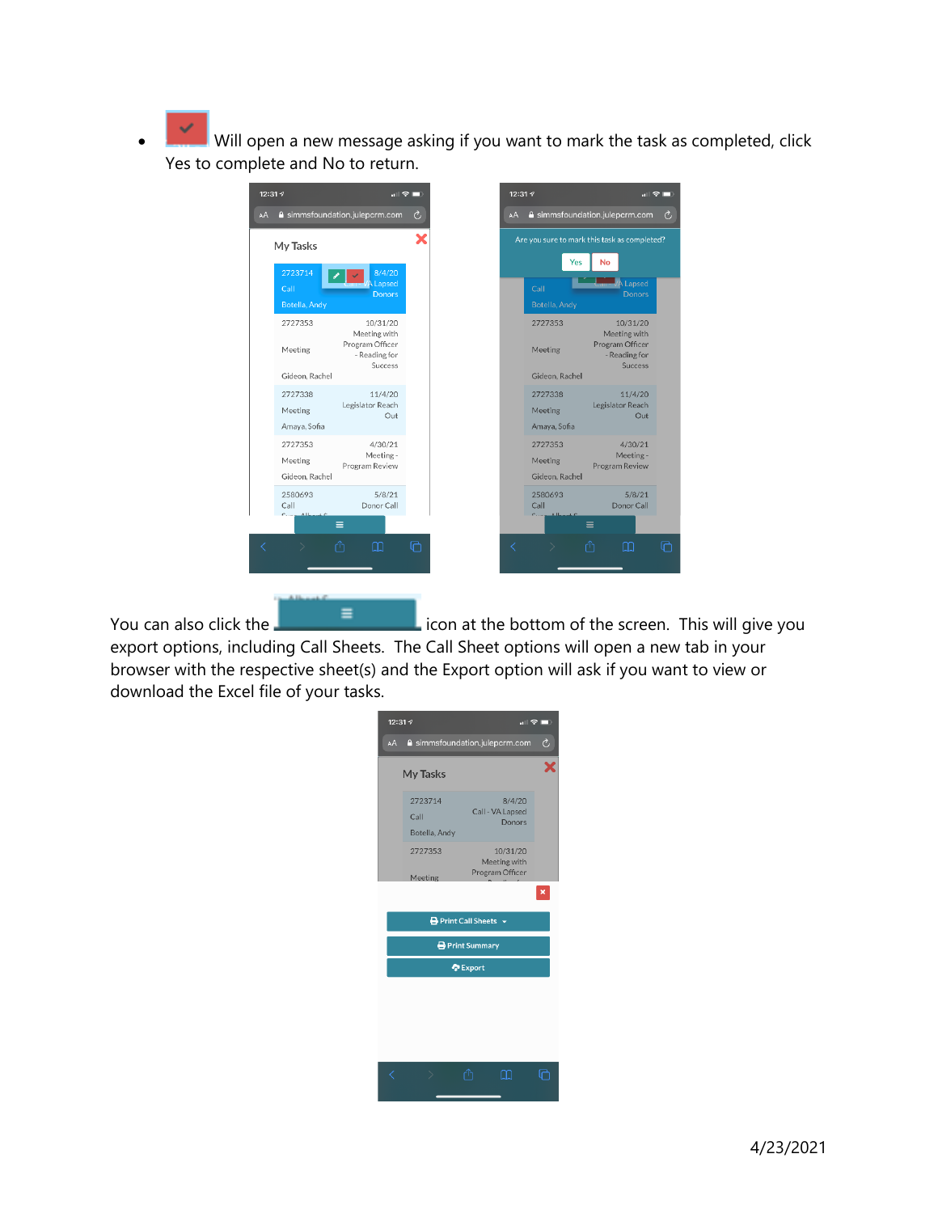- Will open a new message asking if you want to mark the task as completed, click Yes to complete and No to return.

You can also click the icon at the bottom of the screen. This will give you export options, including Call Sheets. The Call Sheet options will open a new tab in your browser with the respective sheet(s) and the Export option will ask if you want to view or download the Excel file of your tasks.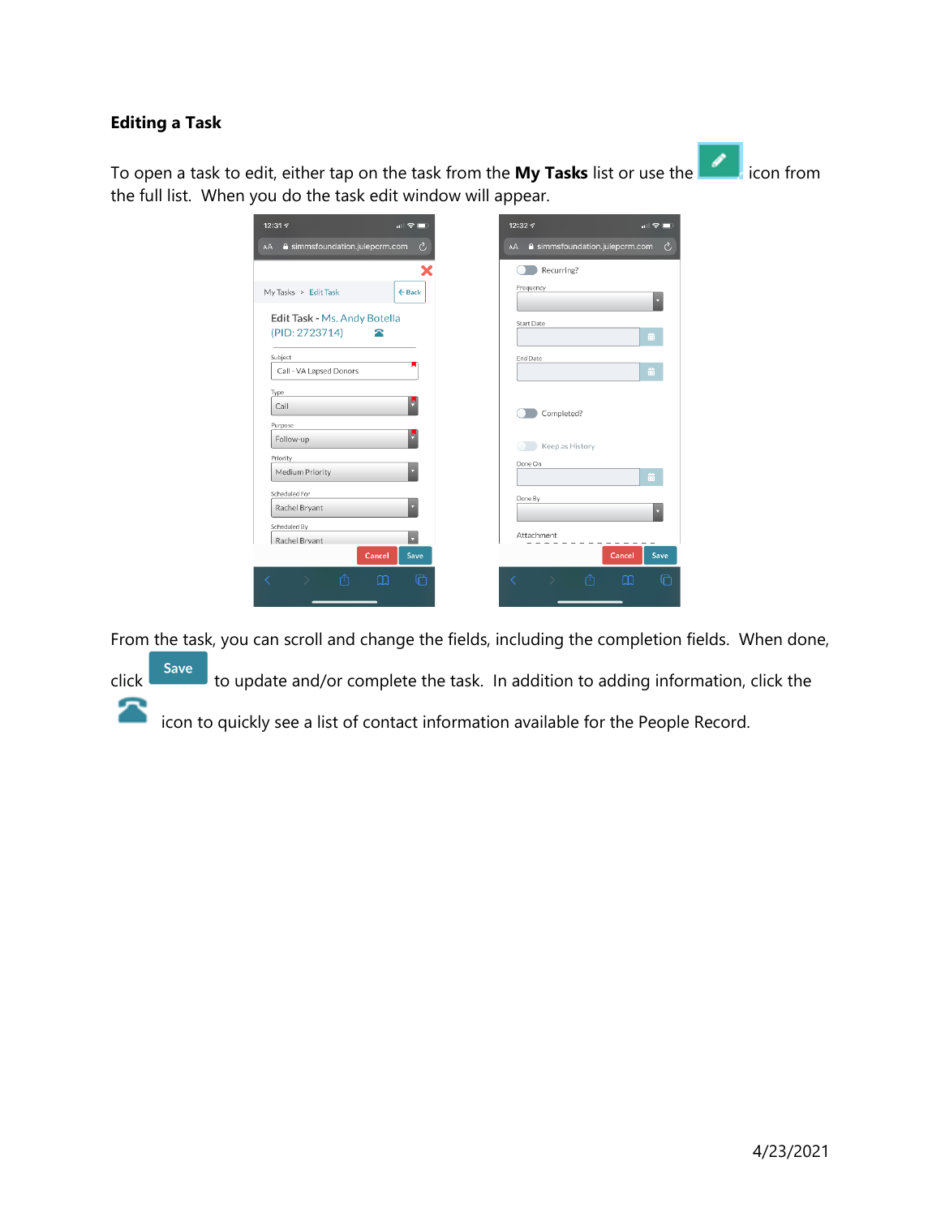**Editing a Task**

To open a task to edit, either tap on the task from the **My Tasks** list or use the icon from the full list. When you do the task edit window will appear.

From the task, you can scroll and change the fields, including the completion fields. When done, click Save to update and/or complete the task. In addition to adding information, click the icon to quickly see a list of contact information available for the People Record.

4/23/2021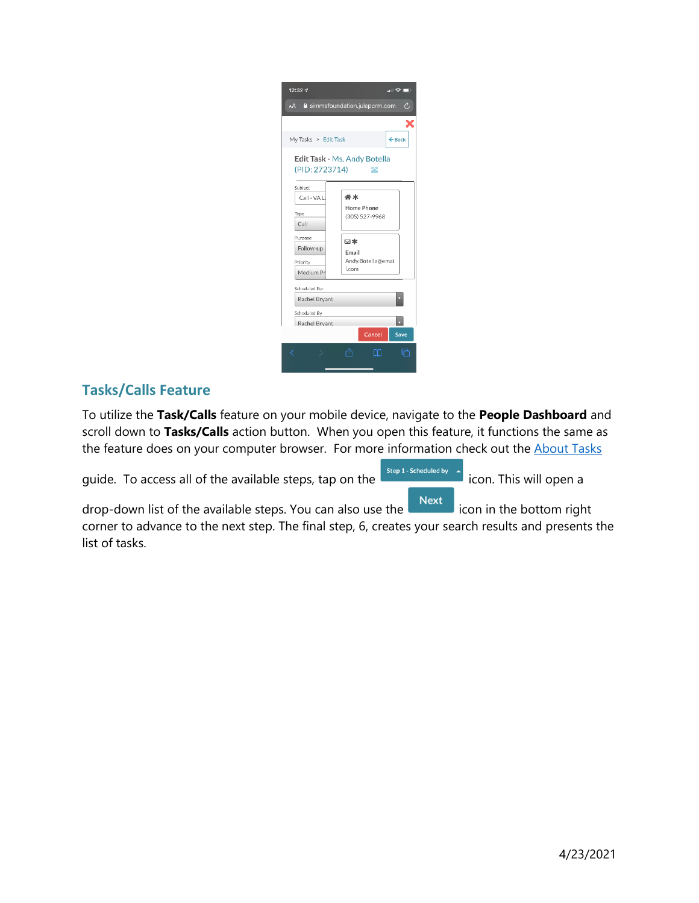## Tasks/Calls Feature

To utilize the **Task/Calls** feature on your mobile device, navigate to the **People Dashboard** and scroll down to **Tasks/Calls** action button. When you open this feature, it functions the same as the feature does on your computer browser. For more information check out the About Tasks guide. To access all of the available steps, tap on the Step 1 - Scheduled by icon. This will open a drop-down list of the available steps. You can also use the Next icon in the bottom right corner to advance to the next step. The final step, 6, creates your search results and presents the list of tasks.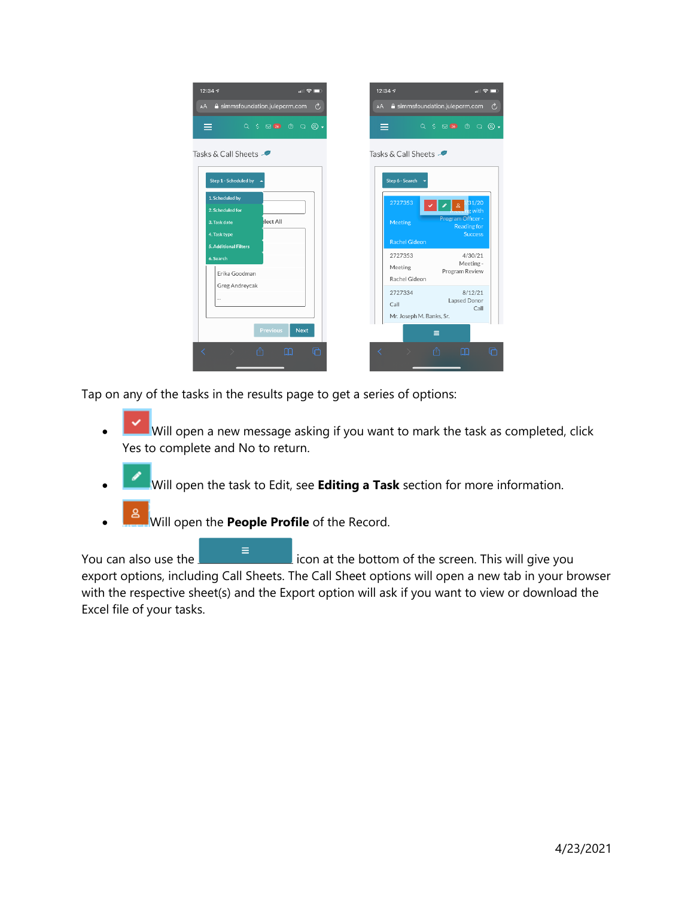Tap on any of the tasks in the results page to get a series of options:

- Will open a new message asking if you want to mark the task as completed, click Yes to complete and No to return.
- Will open the task to Edit, see **Editing a Task** section for more information.
- Will open the **People Profile** of the Record.

You can also use the icon at the bottom of the screen. This will give you export options, including Call Sheets. The Call Sheet options will open a new tab in your browser with the respective sheet(s) and the Export option will ask if you want to view or download the Excel file of your tasks.